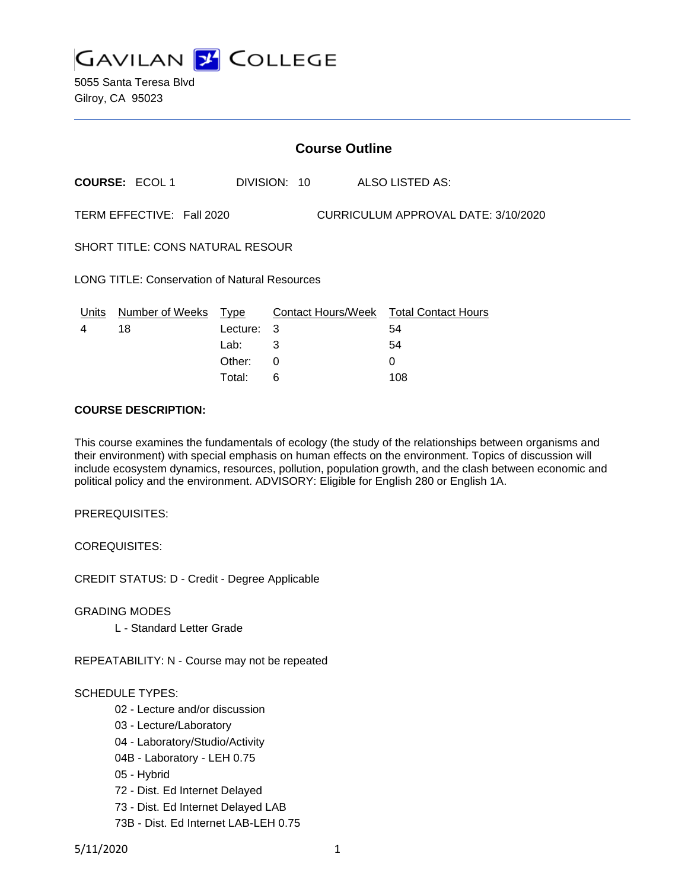# GAVILAN COLLEGE

5055 Santa Teresa Blvd
Gilroy, CA 95023

## Course Outline

**COURSE:** ECOL 1 DIVISION: 10 ALSO LISTED AS:

TERM EFFECTIVE: Fall 2020 CURRICULUM APPROVAL DATE: 3/10/2020

SHORT TITLE: CONS NATURAL RESOUR

LONG TITLE: Conservation of Natural Resources

| Units | Number of Weeks | Type | Contact Hours/Week | Total Contact Hours |
|---|---|---|---|---|
| 4 | 18 | Lecture: | 3 | 54 |
| | | Lab: | 3 | 54 |
| | | Other: | 0 | 0 |
| | | Total: | 6 | 108 |

**COURSE DESCRIPTION:**

This course examines the fundamentals of ecology (the study of the relationships between organisms and their environment) with special emphasis on human effects on the environment. Topics of discussion will include ecosystem dynamics, resources, pollution, population growth, and the clash between economic and political policy and the environment. ADVISORY: Eligible for English 280 or English 1A.

PREREQUISITES:

COREQUISITES:

CREDIT STATUS: D - Credit - Degree Applicable

GRADING MODES

- L - Standard Letter Grade

REPEATABILITY: N - Course may not be repeated

SCHEDULE TYPES:

- 02 - Lecture and/or discussion
- 03 - Lecture/Laboratory
- 04 - Laboratory/Studio/Activity
- 04B - Laboratory - LEH 0.75
- 05 - Hybrid
- 72 - Dist. Ed Internet Delayed
- 73 - Dist. Ed Internet Delayed LAB
- 73B - Dist. Ed Internet LAB-LEH 0.75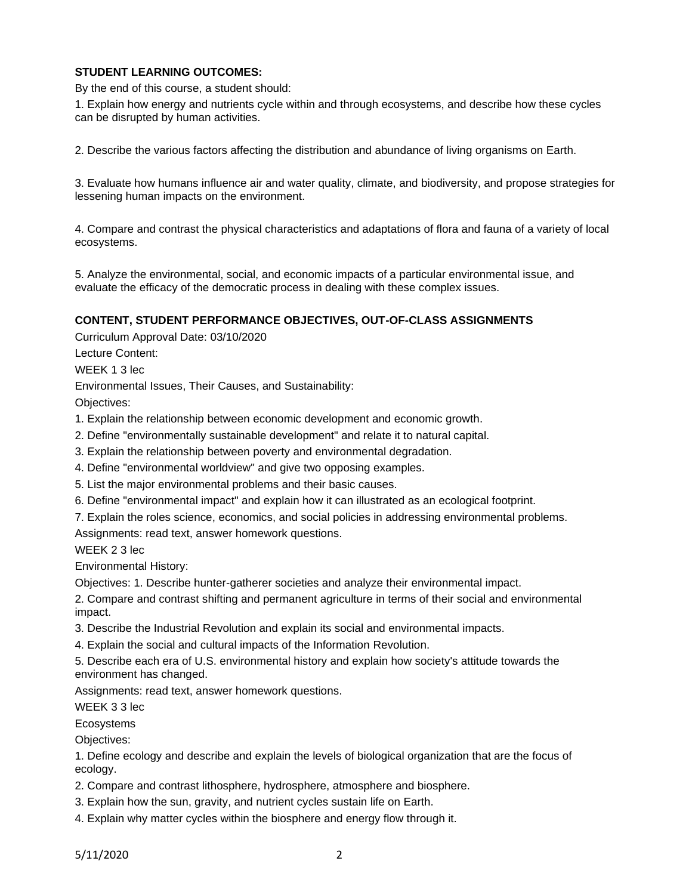**STUDENT LEARNING OUTCOMES:**

By the end of this course, a student should:

1. Explain how energy and nutrients cycle within and through ecosystems, and describe how these cycles can be disrupted by human activities.

2. Describe the various factors affecting the distribution and abundance of living organisms on Earth.

3. Evaluate how humans influence air and water quality, climate, and biodiversity, and propose strategies for lessening human impacts on the environment.

4. Compare and contrast the physical characteristics and adaptations of flora and fauna of a variety of local ecosystems.

5. Analyze the environmental, social, and economic impacts of a particular environmental issue, and evaluate the efficacy of the democratic process in dealing with these complex issues.

**CONTENT, STUDENT PERFORMANCE OBJECTIVES, OUT-OF-CLASS ASSIGNMENTS**

Curriculum Approval Date: 03/10/2020

Lecture Content:

WEEK 1 3 lec

Environmental Issues, Their Causes, and Sustainability:

Objectives:

1. Explain the relationship between economic development and economic growth.
2. Define "environmentally sustainable development" and relate it to natural capital.
3. Explain the relationship between poverty and environmental degradation.
4. Define "environmental worldview" and give two opposing examples.
5. List the major environmental problems and their basic causes.
6. Define "environmental impact" and explain how it can illustrated as an ecological footprint.
7. Explain the roles science, economics, and social policies in addressing environmental problems.

Assignments: read text, answer homework questions.

WEEK 2 3 lec

Environmental History:

Objectives: 1. Describe hunter-gatherer societies and analyze their environmental impact.

2. Compare and contrast shifting and permanent agriculture in terms of their social and environmental impact.
3. Describe the Industrial Revolution and explain its social and environmental impacts.
4. Explain the social and cultural impacts of the Information Revolution.
5. Describe each era of U.S. environmental history and explain how society's attitude towards the environment has changed.

Assignments: read text, answer homework questions.

WEEK 3 3 lec

Ecosystems

Objectives:

1. Define ecology and describe and explain the levels of biological organization that are the focus of ecology.
2. Compare and contrast lithosphere, hydrosphere, atmosphere and biosphere.
3. Explain how the sun, gravity, and nutrient cycles sustain life on Earth.
4. Explain why matter cycles within the biosphere and energy flow through it.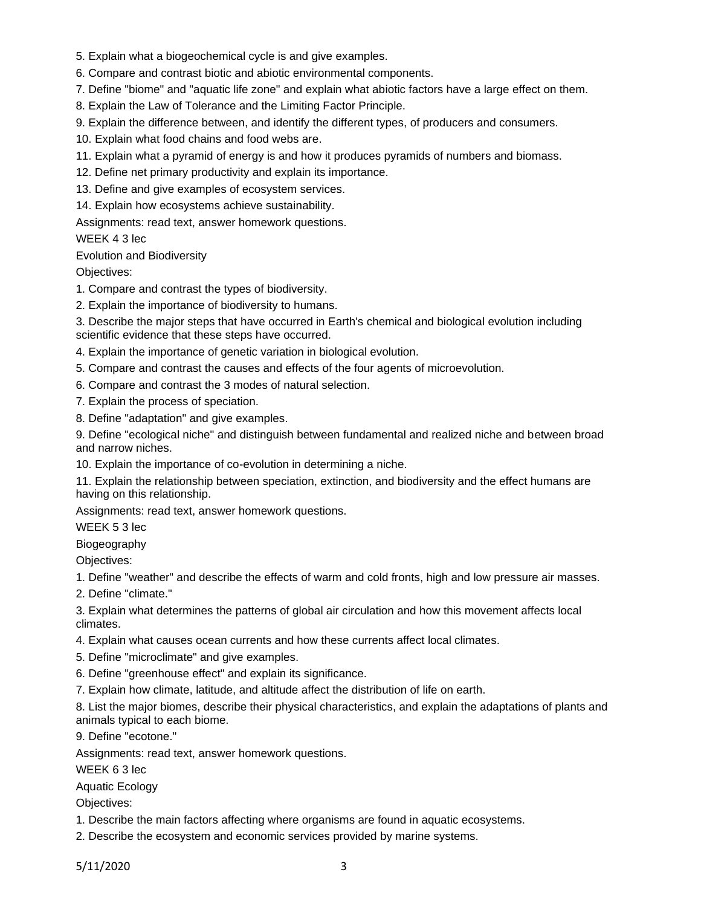5. Explain what a biogeochemical cycle is and give examples.
6. Compare and contrast biotic and abiotic environmental components.
7. Define "biome" and "aquatic life zone" and explain what abiotic factors have a large effect on them.
8. Explain the Law of Tolerance and the Limiting Factor Principle.
9. Explain the difference between, and identify the different types, of producers and consumers.
10. Explain what food chains and food webs are.
11. Explain what a pyramid of energy is and how it produces pyramids of numbers and biomass.
12. Define net primary productivity and explain its importance.
13. Define and give examples of ecosystem services.
14. Explain how ecosystems achieve sustainability.

Assignments: read text, answer homework questions.

WEEK 4 3 lec

Evolution and Biodiversity

Objectives:

1. Compare and contrast the types of biodiversity.
2. Explain the importance of biodiversity to humans.
3. Describe the major steps that have occurred in Earth's chemical and biological evolution including scientific evidence that these steps have occurred.
4. Explain the importance of genetic variation in biological evolution.
5. Compare and contrast the causes and effects of the four agents of microevolution.
6. Compare and contrast the 3 modes of natural selection.
7. Explain the process of speciation.
8. Define "adaptation" and give examples.
9. Define "ecological niche" and distinguish between fundamental and realized niche and between broad and narrow niches.
10. Explain the importance of co-evolution in determining a niche.
11. Explain the relationship between speciation, extinction, and biodiversity and the effect humans are having on this relationship.

Assignments: read text, answer homework questions.

WEEK 5 3 lec

Biogeography

Objectives:

1. Define "weather" and describe the effects of warm and cold fronts, high and low pressure air masses.
2. Define "climate."
3. Explain what determines the patterns of global air circulation and how this movement affects local climates.
4. Explain what causes ocean currents and how these currents affect local climates.
5. Define "microclimate" and give examples.
6. Define "greenhouse effect" and explain its significance.
7. Explain how climate, latitude, and altitude affect the distribution of life on earth.
8. List the major biomes, describe their physical characteristics, and explain the adaptations of plants and animals typical to each biome.
9. Define "ecotone."

Assignments: read text, answer homework questions.

WEEK 6 3 lec

Aquatic Ecology

Objectives:

1. Describe the main factors affecting where organisms are found in aquatic ecosystems.
2. Describe the ecosystem and economic services provided by marine systems.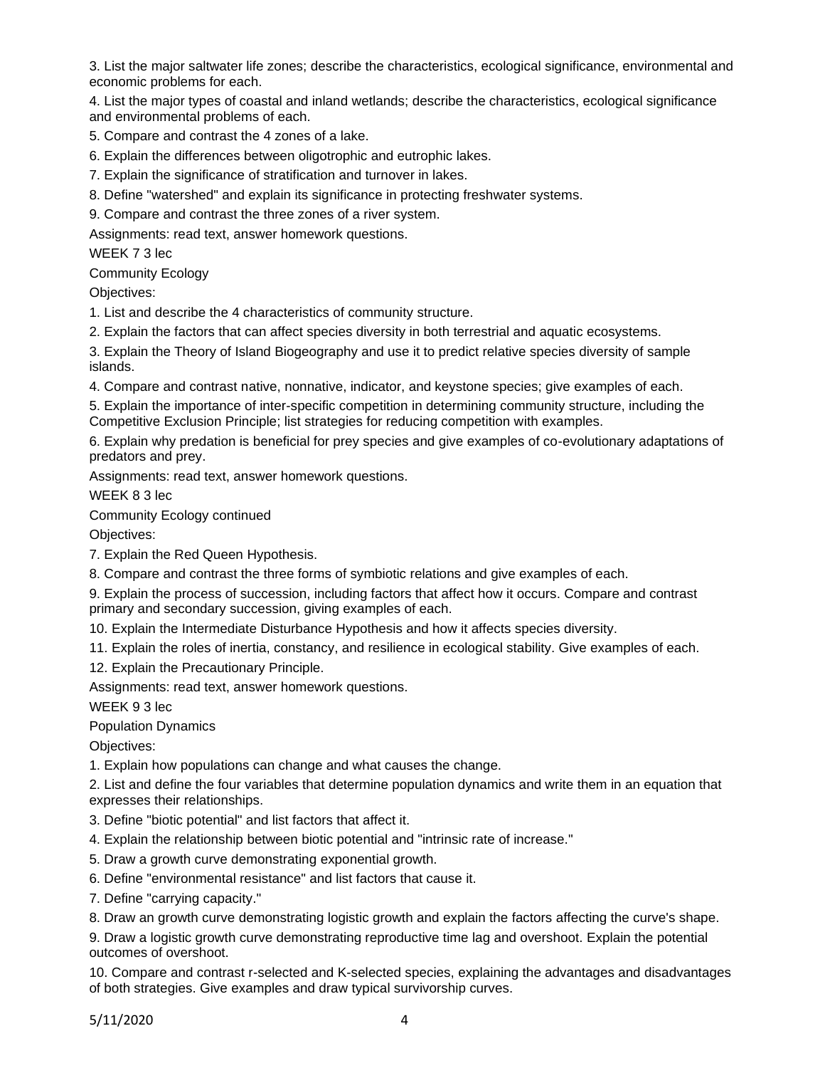3. List the major saltwater life zones; describe the characteristics, ecological significance, environmental and economic problems for each.

4. List the major types of coastal and inland wetlands; describe the characteristics, ecological significance and environmental problems of each.

5. Compare and contrast the 4 zones of a lake.

6. Explain the differences between oligotrophic and eutrophic lakes.

7. Explain the significance of stratification and turnover in lakes.

8. Define "watershed" and explain its significance in protecting freshwater systems.

9. Compare and contrast the three zones of a river system.

Assignments: read text, answer homework questions.

WEEK 7 3 lec

Community Ecology

Objectives:

1. List and describe the 4 characteristics of community structure.

2. Explain the factors that can affect species diversity in both terrestrial and aquatic ecosystems.

3. Explain the Theory of Island Biogeography and use it to predict relative species diversity of sample islands.

4. Compare and contrast native, nonnative, indicator, and keystone species; give examples of each.

5. Explain the importance of inter-specific competition in determining community structure, including the Competitive Exclusion Principle; list strategies for reducing competition with examples.

6. Explain why predation is beneficial for prey species and give examples of co-evolutionary adaptations of predators and prey.

Assignments: read text, answer homework questions.

WEEK 8 3 lec

Community Ecology continued

Objectives:

7. Explain the Red Queen Hypothesis.

8. Compare and contrast the three forms of symbiotic relations and give examples of each.

9. Explain the process of succession, including factors that affect how it occurs. Compare and contrast primary and secondary succession, giving examples of each.

10. Explain the Intermediate Disturbance Hypothesis and how it affects species diversity.

11. Explain the roles of inertia, constancy, and resilience in ecological stability. Give examples of each.

12. Explain the Precautionary Principle.

Assignments: read text, answer homework questions.

WEEK 9 3 lec

Population Dynamics

Objectives:

1. Explain how populations can change and what causes the change.

2. List and define the four variables that determine population dynamics and write them in an equation that expresses their relationships.

3. Define "biotic potential" and list factors that affect it.

4. Explain the relationship between biotic potential and "intrinsic rate of increase."

5. Draw a growth curve demonstrating exponential growth.

6. Define "environmental resistance" and list factors that cause it.

7. Define "carrying capacity."

8. Draw an growth curve demonstrating logistic growth and explain the factors affecting the curve's shape.

9. Draw a logistic growth curve demonstrating reproductive time lag and overshoot. Explain the potential outcomes of overshoot.

10. Compare and contrast r-selected and K-selected species, explaining the advantages and disadvantages of both strategies. Give examples and draw typical survivorship curves.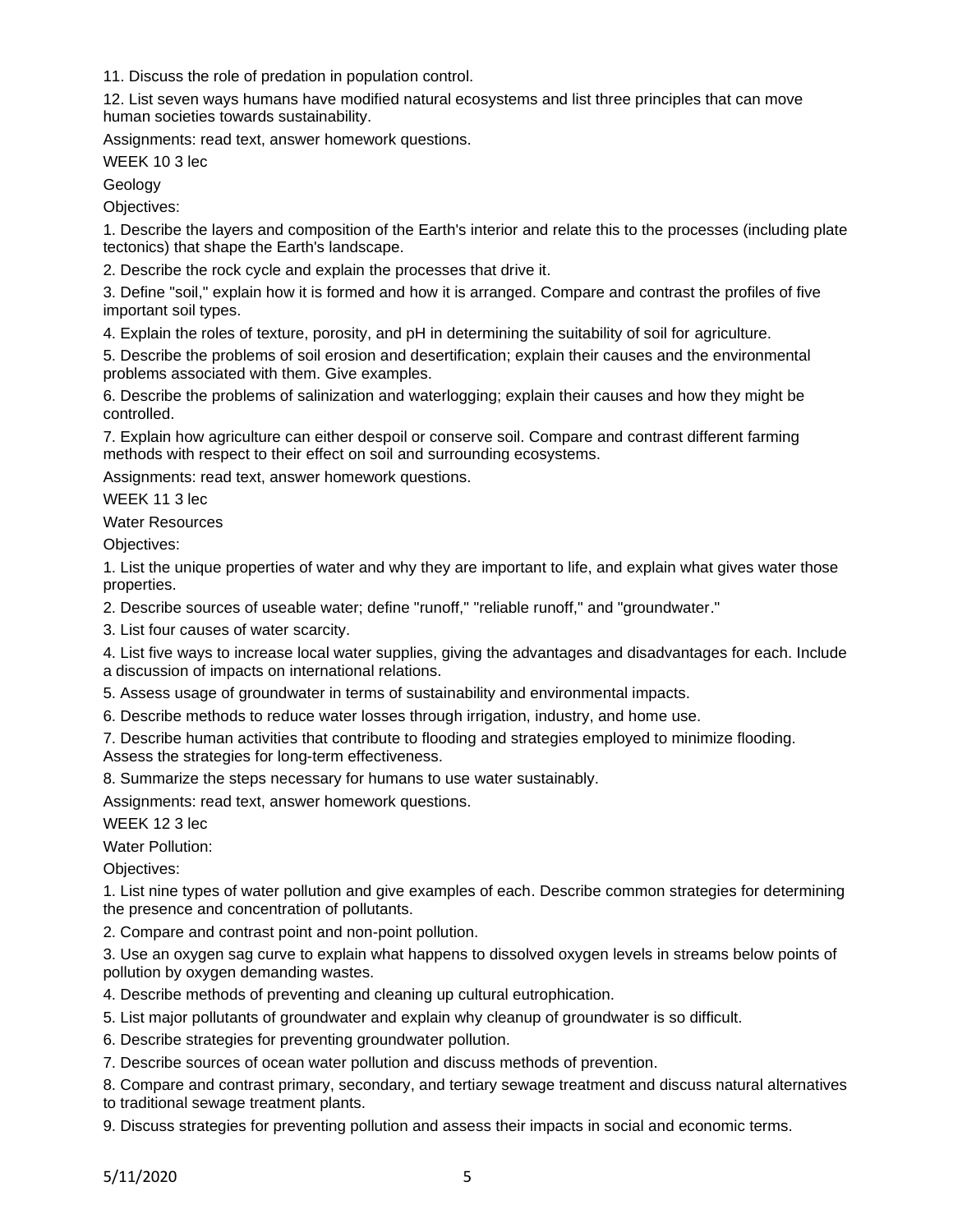11. Discuss the role of predation in population control.

12. List seven ways humans have modified natural ecosystems and list three principles that can move human societies towards sustainability.

Assignments: read text, answer homework questions.

WEEK 10 3 lec

Geology

Objectives:

1. Describe the layers and composition of the Earth's interior and relate this to the processes (including plate tectonics) that shape the Earth's landscape.

2. Describe the rock cycle and explain the processes that drive it.

3. Define "soil," explain how it is formed and how it is arranged. Compare and contrast the profiles of five important soil types.

4. Explain the roles of texture, porosity, and pH in determining the suitability of soil for agriculture.

5. Describe the problems of soil erosion and desertification; explain their causes and the environmental problems associated with them. Give examples.

6. Describe the problems of salinization and waterlogging; explain their causes and how they might be controlled.

7. Explain how agriculture can either despoil or conserve soil. Compare and contrast different farming methods with respect to their effect on soil and surrounding ecosystems.

Assignments: read text, answer homework questions.

WEEK 11 3 lec

Water Resources

Objectives:

1. List the unique properties of water and why they are important to life, and explain what gives water those properties.

2. Describe sources of useable water; define "runoff," "reliable runoff," and "groundwater."

3. List four causes of water scarcity.

4. List five ways to increase local water supplies, giving the advantages and disadvantages for each. Include a discussion of impacts on international relations.

5. Assess usage of groundwater in terms of sustainability and environmental impacts.

6. Describe methods to reduce water losses through irrigation, industry, and home use.

7. Describe human activities that contribute to flooding and strategies employed to minimize flooding. Assess the strategies for long-term effectiveness.

8. Summarize the steps necessary for humans to use water sustainably.

Assignments: read text, answer homework questions.

WEEK 12 3 lec

Water Pollution:

Objectives:

1. List nine types of water pollution and give examples of each. Describe common strategies for determining the presence and concentration of pollutants.

2. Compare and contrast point and non-point pollution.

3. Use an oxygen sag curve to explain what happens to dissolved oxygen levels in streams below points of pollution by oxygen demanding wastes.

4. Describe methods of preventing and cleaning up cultural eutrophication.

5. List major pollutants of groundwater and explain why cleanup of groundwater is so difficult.

6. Describe strategies for preventing groundwater pollution.

7. Describe sources of ocean water pollution and discuss methods of prevention.

8. Compare and contrast primary, secondary, and tertiary sewage treatment and discuss natural alternatives to traditional sewage treatment plants.

9. Discuss strategies for preventing pollution and assess their impacts in social and economic terms.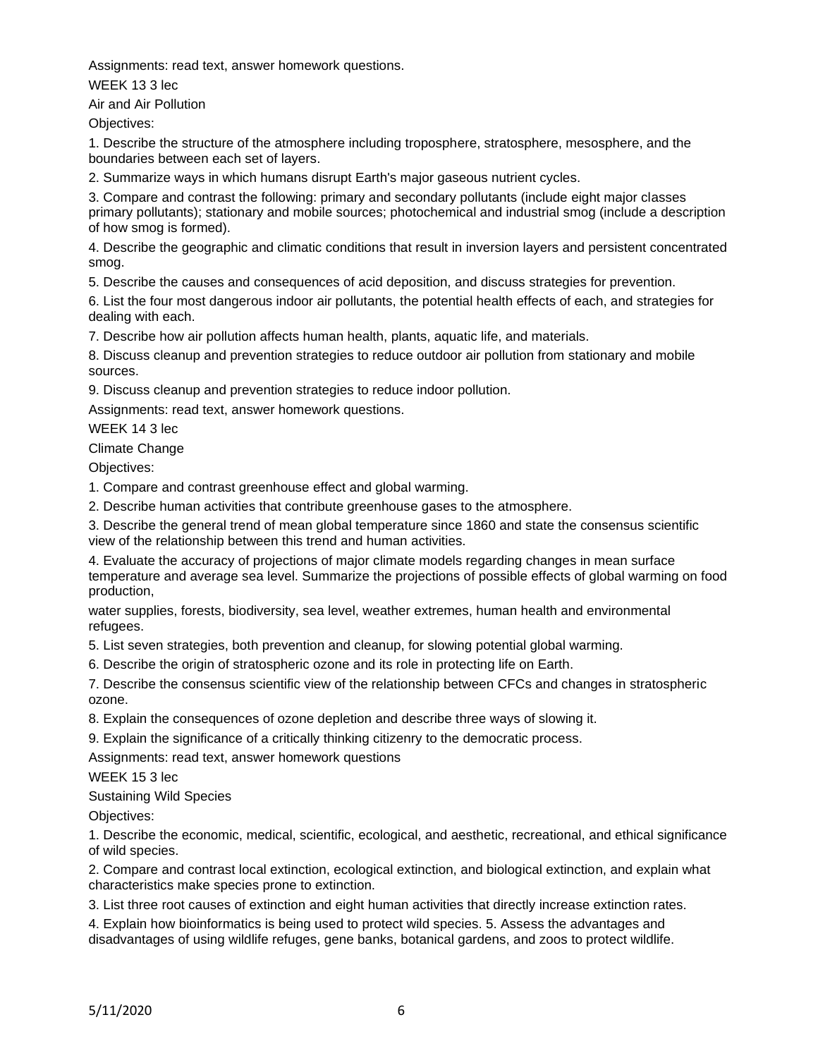Assignments: read text, answer homework questions.

WEEK 13 3 lec

Air and Air Pollution

Objectives:

1. Describe the structure of the atmosphere including troposphere, stratosphere, mesosphere, and the boundaries between each set of layers.
2. Summarize ways in which humans disrupt Earth's major gaseous nutrient cycles.
3. Compare and contrast the following: primary and secondary pollutants (include eight major classes primary pollutants); stationary and mobile sources; photochemical and industrial smog (include a description of how smog is formed).
4. Describe the geographic and climatic conditions that result in inversion layers and persistent concentrated smog.
5. Describe the causes and consequences of acid deposition, and discuss strategies for prevention.
6. List the four most dangerous indoor air pollutants, the potential health effects of each, and strategies for dealing with each.
7. Describe how air pollution affects human health, plants, aquatic life, and materials.
8. Discuss cleanup and prevention strategies to reduce outdoor air pollution from stationary and mobile sources.
9. Discuss cleanup and prevention strategies to reduce indoor pollution.

Assignments: read text, answer homework questions.

WEEK 14 3 lec

Climate Change

Objectives:

1. Compare and contrast greenhouse effect and global warming.
2. Describe human activities that contribute greenhouse gases to the atmosphere.
3. Describe the general trend of mean global temperature since 1860 and state the consensus scientific view of the relationship between this trend and human activities.
4. Evaluate the accuracy of projections of major climate models regarding changes in mean surface temperature and average sea level. Summarize the projections of possible effects of global warming on food production,

water supplies, forests, biodiversity, sea level, weather extremes, human health and environmental refugees.

5. List seven strategies, both prevention and cleanup, for slowing potential global warming.
6. Describe the origin of stratospheric ozone and its role in protecting life on Earth.
7. Describe the consensus scientific view of the relationship between CFCs and changes in stratospheric ozone.
8. Explain the consequences of ozone depletion and describe three ways of slowing it.
9. Explain the significance of a critically thinking citizenry to the democratic process.

Assignments: read text, answer homework questions

WEEK 15 3 lec

Sustaining Wild Species

Objectives:

1. Describe the economic, medical, scientific, ecological, and aesthetic, recreational, and ethical significance of wild species.
2. Compare and contrast local extinction, ecological extinction, and biological extinction, and explain what characteristics make species prone to extinction.
3. List three root causes of extinction and eight human activities that directly increase extinction rates.
4. Explain how bioinformatics is being used to protect wild species. 5. Assess the advantages and disadvantages of using wildlife refuges, gene banks, botanical gardens, and zoos to protect wildlife.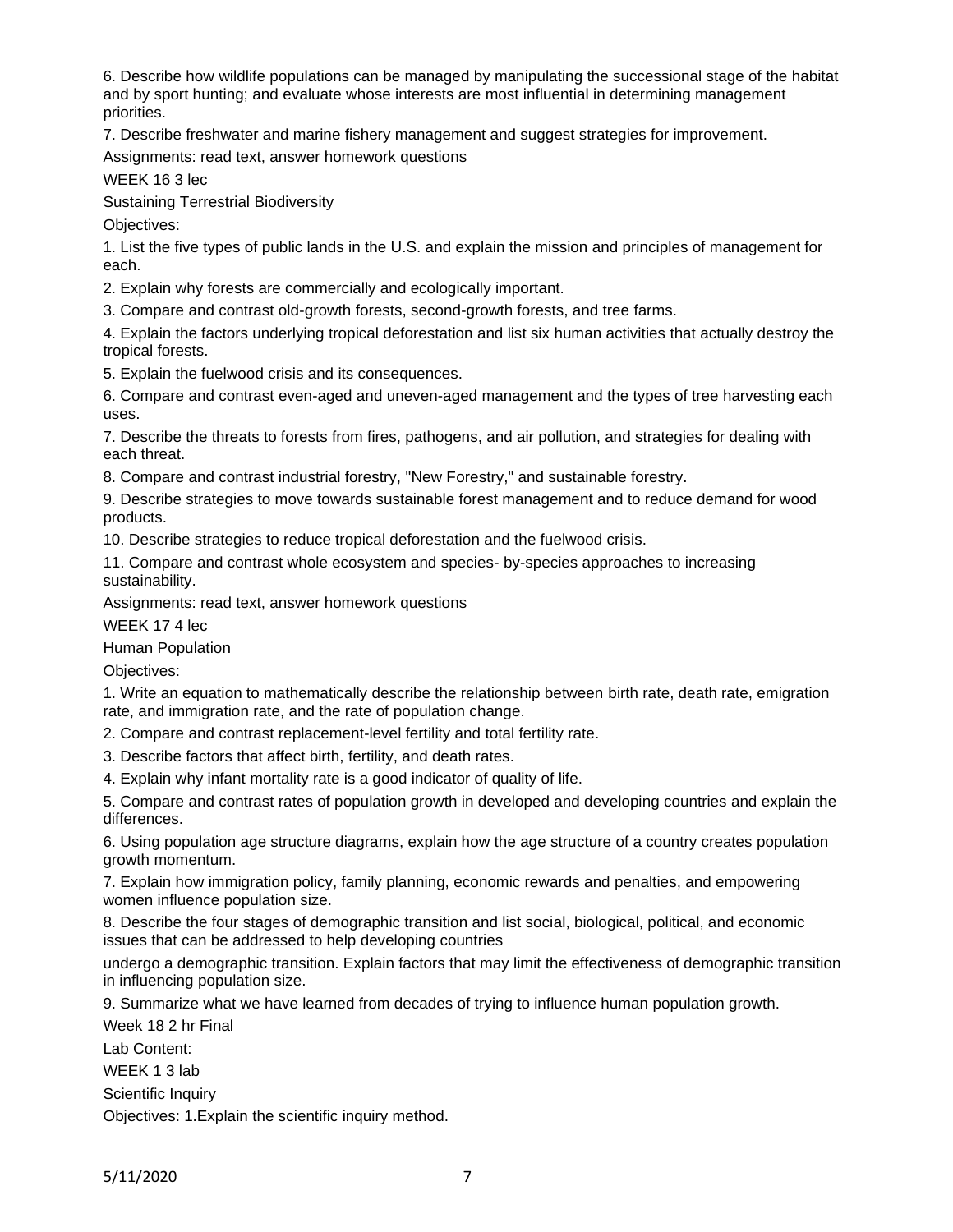6. Describe how wildlife populations can be managed by manipulating the successional stage of the habitat and by sport hunting; and evaluate whose interests are most influential in determining management priorities.

7. Describe freshwater and marine fishery management and suggest strategies for improvement.

Assignments: read text, answer homework questions

WEEK 16 3 lec

Sustaining Terrestrial Biodiversity

Objectives:

1. List the five types of public lands in the U.S. and explain the mission and principles of management for each.
2. Explain why forests are commercially and ecologically important.
3. Compare and contrast old-growth forests, second-growth forests, and tree farms.
4. Explain the factors underlying tropical deforestation and list six human activities that actually destroy the tropical forests.
5. Explain the fuelwood crisis and its consequences.
6. Compare and contrast even-aged and uneven-aged management and the types of tree harvesting each uses.
7. Describe the threats to forests from fires, pathogens, and air pollution, and strategies for dealing with each threat.
8. Compare and contrast industrial forestry, "New Forestry," and sustainable forestry.
9. Describe strategies to move towards sustainable forest management and to reduce demand for wood products.
10. Describe strategies to reduce tropical deforestation and the fuelwood crisis.
11. Compare and contrast whole ecosystem and species- by-species approaches to increasing sustainability.

Assignments: read text, answer homework questions

WEEK 17 4 lec

Human Population

Objectives:

1. Write an equation to mathematically describe the relationship between birth rate, death rate, emigration rate, and immigration rate, and the rate of population change.
2. Compare and contrast replacement-level fertility and total fertility rate.
3. Describe factors that affect birth, fertility, and death rates.
4. Explain why infant mortality rate is a good indicator of quality of life.
5. Compare and contrast rates of population growth in developed and developing countries and explain the differences.
6. Using population age structure diagrams, explain how the age structure of a country creates population growth momentum.
7. Explain how immigration policy, family planning, economic rewards and penalties, and empowering women influence population size.
8. Describe the four stages of demographic transition and list social, biological, political, and economic issues that can be addressed to help developing countries undergo a demographic transition. Explain factors that may limit the effectiveness of demographic transition in influencing population size.
9. Summarize what we have learned from decades of trying to influence human population growth.

Week 18 2 hr Final

Lab Content:

WEEK 1 3 lab

Scientific Inquiry

Objectives: 1.Explain the scientific inquiry method.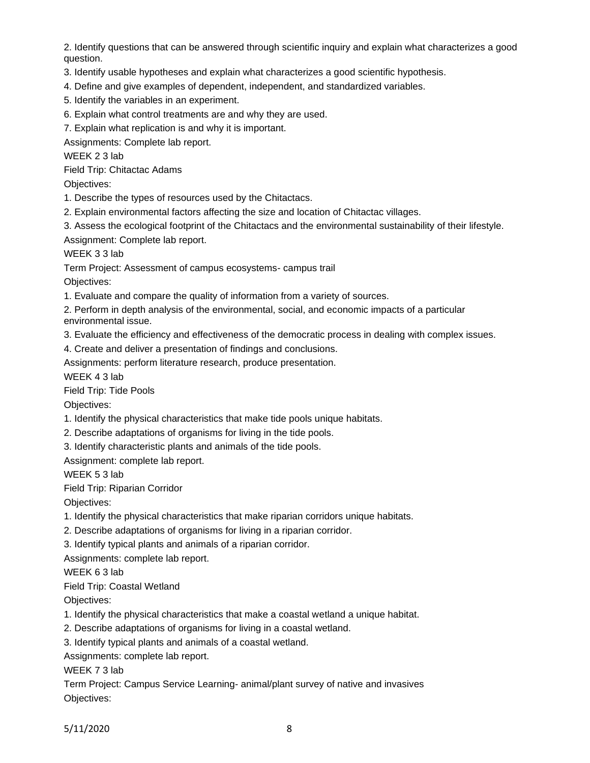2. Identify questions that can be answered through scientific inquiry and explain what characterizes a good question.

3. Identify usable hypotheses and explain what characterizes a good scientific hypothesis.

4. Define and give examples of dependent, independent, and standardized variables.

5. Identify the variables in an experiment.

6. Explain what control treatments are and why they are used.

7. Explain what replication is and why it is important.

Assignments: Complete lab report.

WEEK 2 3 lab

Field Trip: Chitactac Adams

Objectives:

1. Describe the types of resources used by the Chitactacs.

2. Explain environmental factors affecting the size and location of Chitactac villages.

3. Assess the ecological footprint of the Chitactacs and the environmental sustainability of their lifestyle.

Assignment: Complete lab report.

WEEK 3 3 lab

Term Project: Assessment of campus ecosystems- campus trail

Objectives:

1. Evaluate and compare the quality of information from a variety of sources.

2. Perform in depth analysis of the environmental, social, and economic impacts of a particular environmental issue.

3. Evaluate the efficiency and effectiveness of the democratic process in dealing with complex issues.

4. Create and deliver a presentation of findings and conclusions.

Assignments: perform literature research, produce presentation.

WEEK 4 3 lab

Field Trip: Tide Pools

Objectives:

1. Identify the physical characteristics that make tide pools unique habitats.

2. Describe adaptations of organisms for living in the tide pools.

3. Identify characteristic plants and animals of the tide pools.

Assignment: complete lab report.

WEEK 5 3 lab

Field Trip: Riparian Corridor

Objectives:

1. Identify the physical characteristics that make riparian corridors unique habitats.

2. Describe adaptations of organisms for living in a riparian corridor.

3. Identify typical plants and animals of a riparian corridor.

Assignments: complete lab report.

WEEK 6 3 lab

Field Trip: Coastal Wetland

Objectives:

1. Identify the physical characteristics that make a coastal wetland a unique habitat.

2. Describe adaptations of organisms for living in a coastal wetland.

3. Identify typical plants and animals of a coastal wetland.

Assignments: complete lab report.

WEEK 7 3 lab

Term Project: Campus Service Learning- animal/plant survey of native and invasives

Objectives: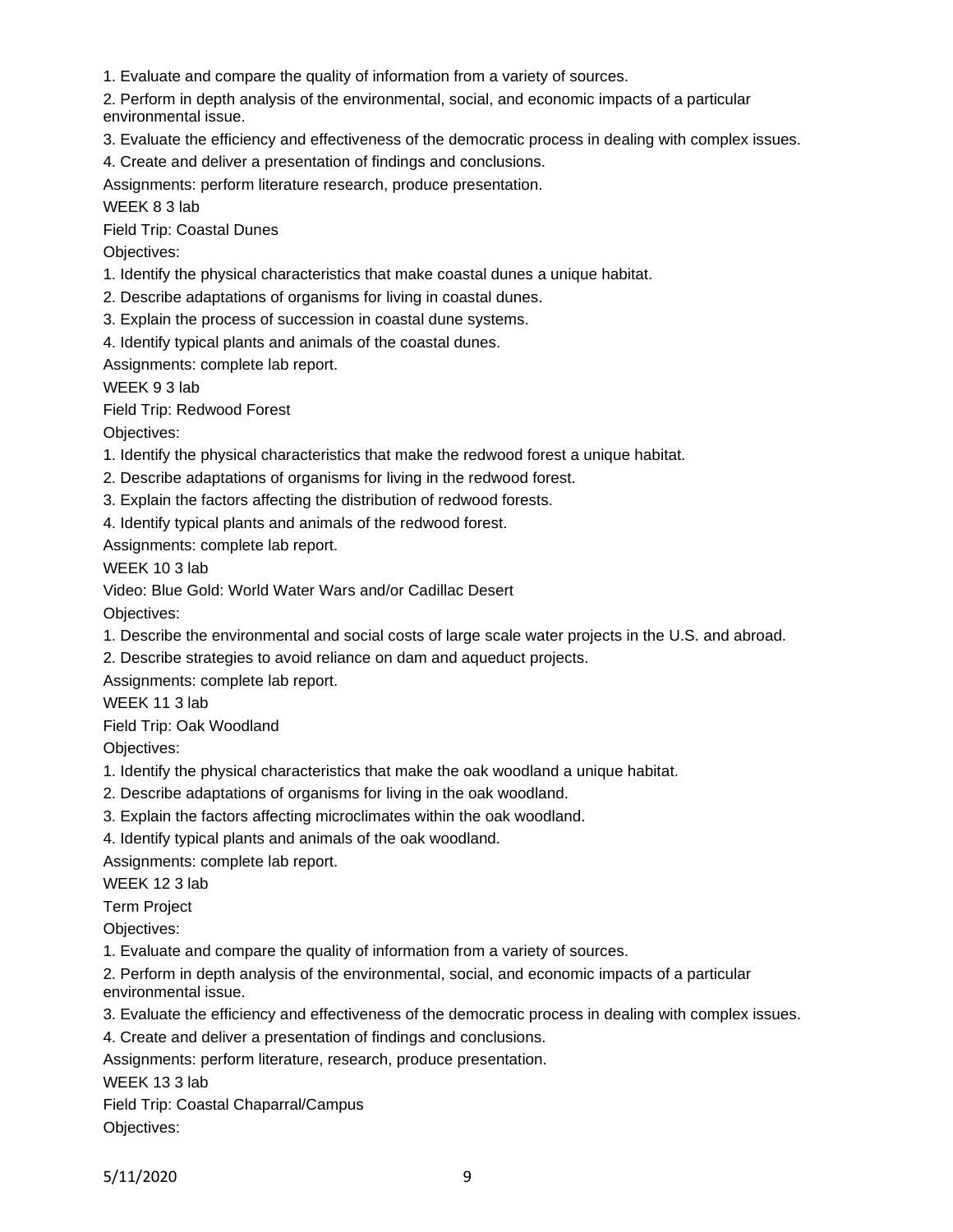1. Evaluate and compare the quality of information from a variety of sources.

2. Perform in depth analysis of the environmental, social, and economic impacts of a particular environmental issue.

3. Evaluate the efficiency and effectiveness of the democratic process in dealing with complex issues.

4. Create and deliver a presentation of findings and conclusions.

Assignments: perform literature research, produce presentation.

WEEK 8 3 lab

Field Trip: Coastal Dunes

Objectives:

1. Identify the physical characteristics that make coastal dunes a unique habitat.

2. Describe adaptations of organisms for living in coastal dunes.

3. Explain the process of succession in coastal dune systems.

4. Identify typical plants and animals of the coastal dunes.

Assignments: complete lab report.

WEEK 9 3 lab

Field Trip: Redwood Forest

Objectives:

1. Identify the physical characteristics that make the redwood forest a unique habitat.

2. Describe adaptations of organisms for living in the redwood forest.

3. Explain the factors affecting the distribution of redwood forests.

4. Identify typical plants and animals of the redwood forest.

Assignments: complete lab report.

WEEK 10 3 lab

Video: Blue Gold: World Water Wars and/or Cadillac Desert

Objectives:

1. Describe the environmental and social costs of large scale water projects in the U.S. and abroad.

2. Describe strategies to avoid reliance on dam and aqueduct projects.

Assignments: complete lab report.

WEEK 11 3 lab

Field Trip: Oak Woodland

Objectives:

1. Identify the physical characteristics that make the oak woodland a unique habitat.

2. Describe adaptations of organisms for living in the oak woodland.

3. Explain the factors affecting microclimates within the oak woodland.

4. Identify typical plants and animals of the oak woodland.

Assignments: complete lab report.

WEEK 12 3 lab

Term Project

Objectives:

1. Evaluate and compare the quality of information from a variety of sources.

2. Perform in depth analysis of the environmental, social, and economic impacts of a particular environmental issue.

3. Evaluate the efficiency and effectiveness of the democratic process in dealing with complex issues.

4. Create and deliver a presentation of findings and conclusions.

Assignments: perform literature, research, produce presentation.

WEEK 13 3 lab

Field Trip: Coastal Chaparral/Campus

Objectives: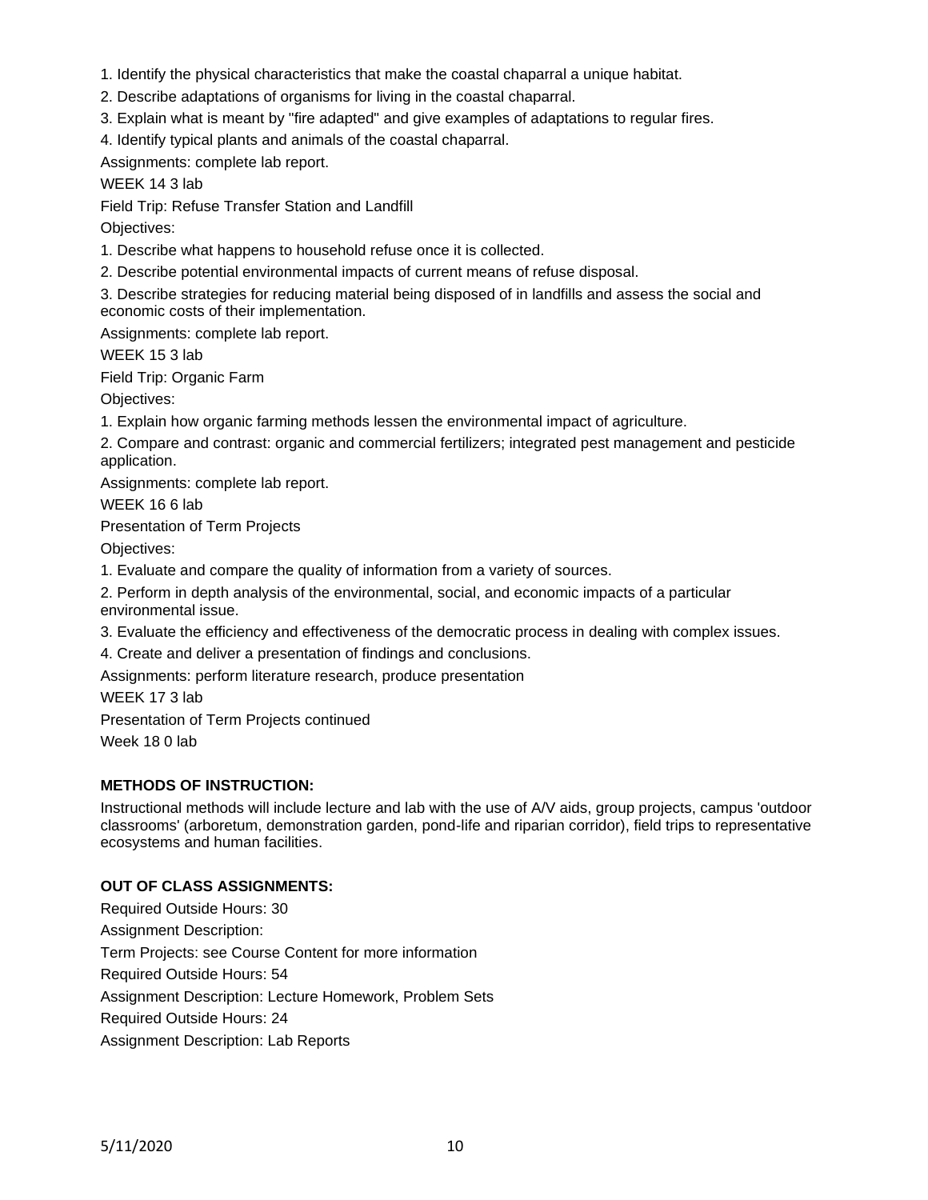1. Identify the physical characteristics that make the coastal chaparral a unique habitat.

2. Describe adaptations of organisms for living in the coastal chaparral.

3. Explain what is meant by "fire adapted" and give examples of adaptations to regular fires.

4. Identify typical plants and animals of the coastal chaparral.

Assignments: complete lab report.

WEEK 14 3 lab

Field Trip: Refuse Transfer Station and Landfill

Objectives:

1. Describe what happens to household refuse once it is collected.

2. Describe potential environmental impacts of current means of refuse disposal.

3. Describe strategies for reducing material being disposed of in landfills and assess the social and economic costs of their implementation.

Assignments: complete lab report.

WEEK 15 3 lab

Field Trip: Organic Farm

Objectives:

1. Explain how organic farming methods lessen the environmental impact of agriculture.

2. Compare and contrast: organic and commercial fertilizers; integrated pest management and pesticide application.

Assignments: complete lab report.

WEEK 16 6 lab

Presentation of Term Projects

Objectives:

1. Evaluate and compare the quality of information from a variety of sources.

2. Perform in depth analysis of the environmental, social, and economic impacts of a particular environmental issue.

3. Evaluate the efficiency and effectiveness of the democratic process in dealing with complex issues.

4. Create and deliver a presentation of findings and conclusions.

Assignments: perform literature research, produce presentation

WEEK 17 3 lab

Presentation of Term Projects continued

Week 18 0 lab

**METHODS OF INSTRUCTION:**

Instructional methods will include lecture and lab with the use of A/V aids, group projects, campus 'outdoor classrooms' (arboretum, demonstration garden, pond-life and riparian corridor), field trips to representative ecosystems and human facilities.

**OUT OF CLASS ASSIGNMENTS:**

Required Outside Hours: 30

Assignment Description:

Term Projects: see Course Content for more information

Required Outside Hours: 54

Assignment Description: Lecture Homework, Problem Sets

Required Outside Hours: 24

Assignment Description: Lab Reports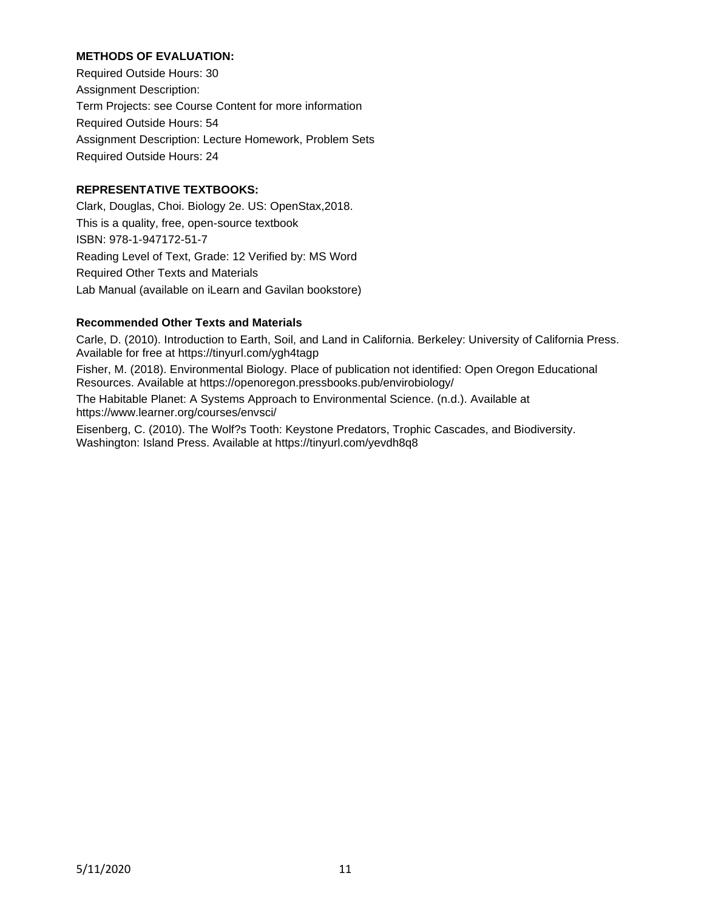**METHODS OF EVALUATION:**

Required Outside Hours: 30

Assignment Description:

Term Projects: see Course Content for more information

Required Outside Hours: 54

Assignment Description: Lecture Homework, Problem Sets

Required Outside Hours: 24

**REPRESENTATIVE TEXTBOOKS:**

Clark, Douglas, Choi. Biology 2e. US: OpenStax,2018.

This is a quality, free, open-source textbook

ISBN: 978-1-947172-51-7

Reading Level of Text, Grade: 12 Verified by: MS Word

Required Other Texts and Materials

Lab Manual (available on iLearn and Gavilan bookstore)

**Recommended Other Texts and Materials**

Carle, D. (2010). Introduction to Earth, Soil, and Land in California. Berkeley: University of California Press. Available for free at https://tinyurl.com/ygh4tagp

Fisher, M. (2018). Environmental Biology. Place of publication not identified: Open Oregon Educational Resources. Available at https://openoregon.pressbooks.pub/envirobiology/

The Habitable Planet: A Systems Approach to Environmental Science. (n.d.). Available at https://www.learner.org/courses/envsci/

Eisenberg, C. (2010). The Wolf?s Tooth: Keystone Predators, Trophic Cascades, and Biodiversity. Washington: Island Press. Available at https://tinyurl.com/yevdh8q8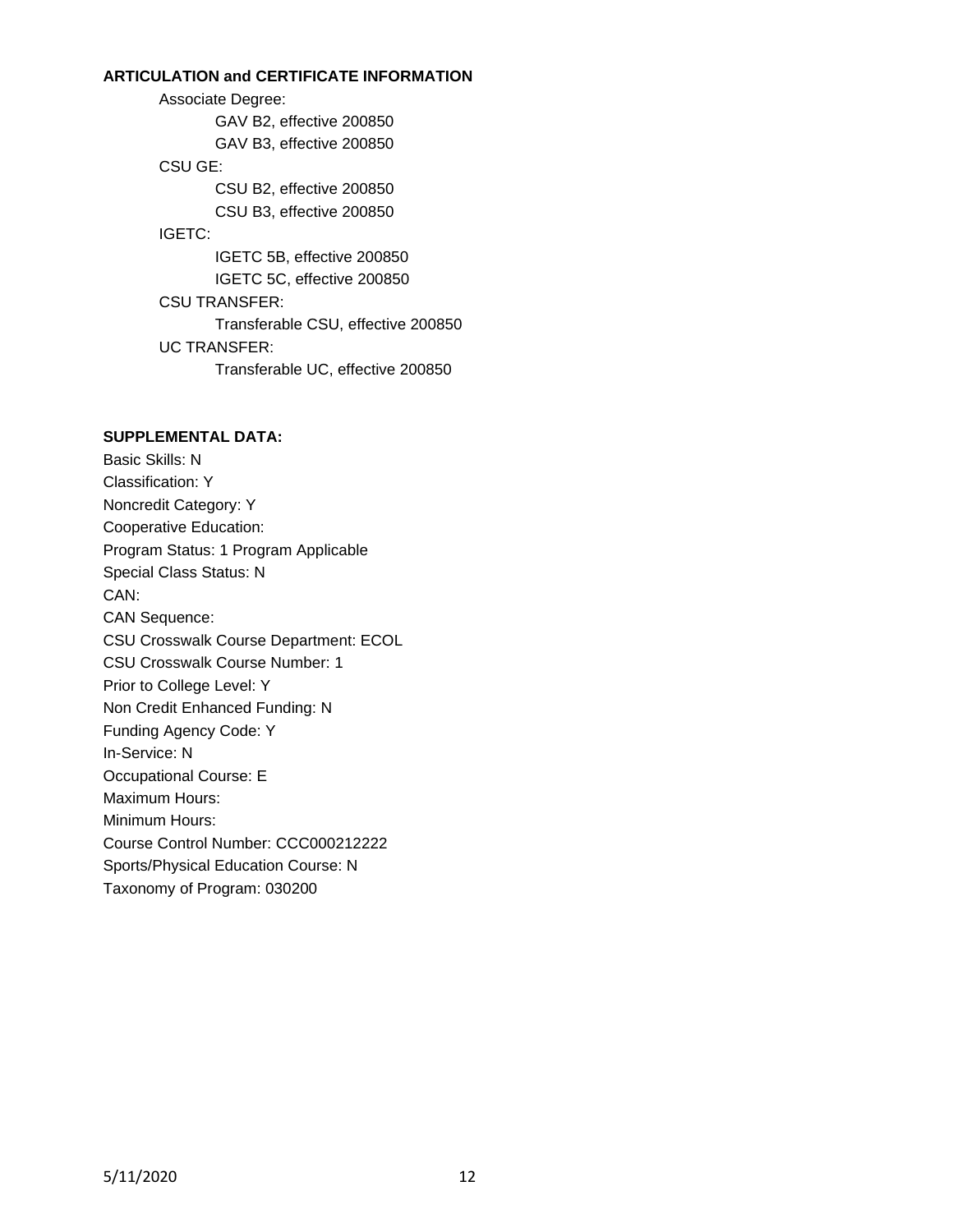**ARTICULATION and CERTIFICATE INFORMATION**

Associate Degree:

- GAV B2, effective 200850
- GAV B3, effective 200850

CSU GE:

- CSU B2, effective 200850
- CSU B3, effective 200850

IGETC:

- IGETC 5B, effective 200850
- IGETC 5C, effective 200850

CSU TRANSFER:

- Transferable CSU, effective 200850

UC TRANSFER:

- Transferable UC, effective 200850

**SUPPLEMENTAL DATA:**

Basic Skills: N
Classification: Y
Noncredit Category: Y
Cooperative Education:
Program Status: 1 Program Applicable
Special Class Status: N
CAN:
CAN Sequence:
CSU Crosswalk Course Department: ECOL
CSU Crosswalk Course Number: 1
Prior to College Level: Y
Non Credit Enhanced Funding: N
Funding Agency Code: Y
In-Service: N
Occupational Course: E
Maximum Hours:
Minimum Hours:
Course Control Number: CCC000212222
Sports/Physical Education Course: N
Taxonomy of Program: 030200